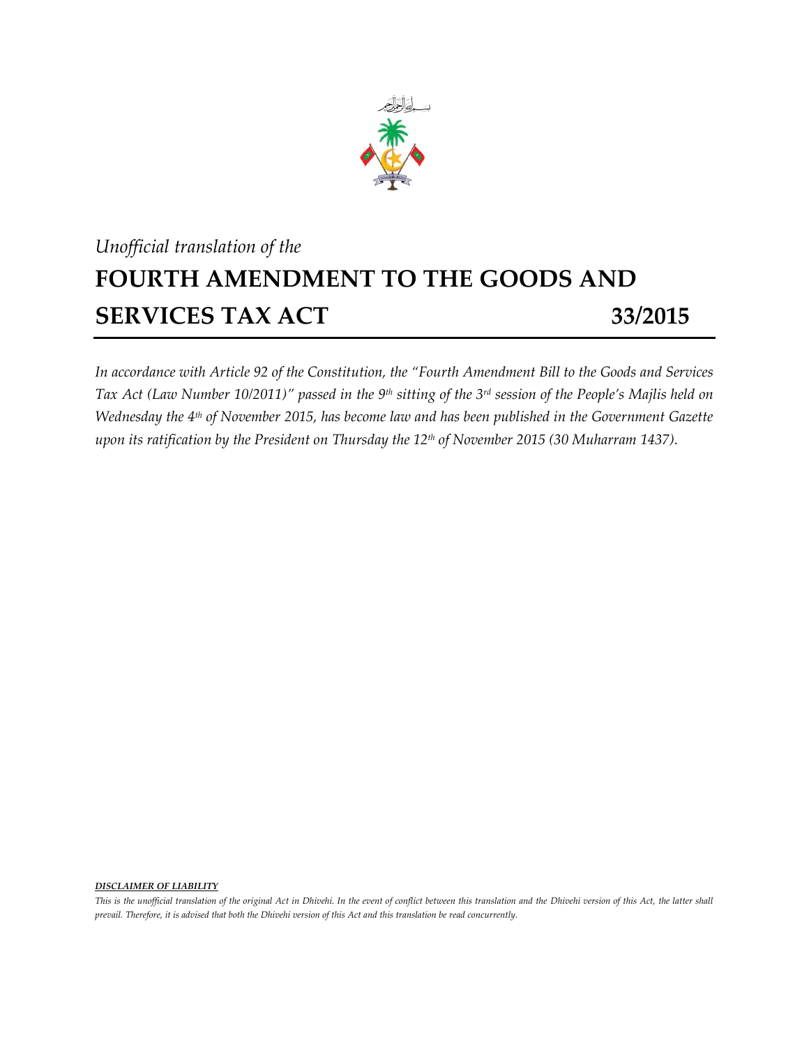*Unofficial translation of the*

# FOURTH AMENDMENT TO THE GOODS AND SERVICES TAX ACT 33/2015

*In accordance with Article 92 of the Constitution, the "Fourth Amendment Bill to the Goods and Services Tax Act (Law Number 10/2011)" passed in the 9th sitting of the 3rd session of the People's Majlis held on Wednesday the 4th of November 2015, has become law and has been published in the Government Gazette upon its ratification by the President on Thursday the 12th of November 2015 (30 Muharram 1437).*

***DISCLAIMER OF LIABILITY***

*This is the unofficial translation of the original Act in Dhivehi. In the event of conflict between this translation and the Dhivehi version of this Act, the latter shall prevail. Therefore, it is advised that both the Dhivehi version of this Act and this translation be read concurrently.*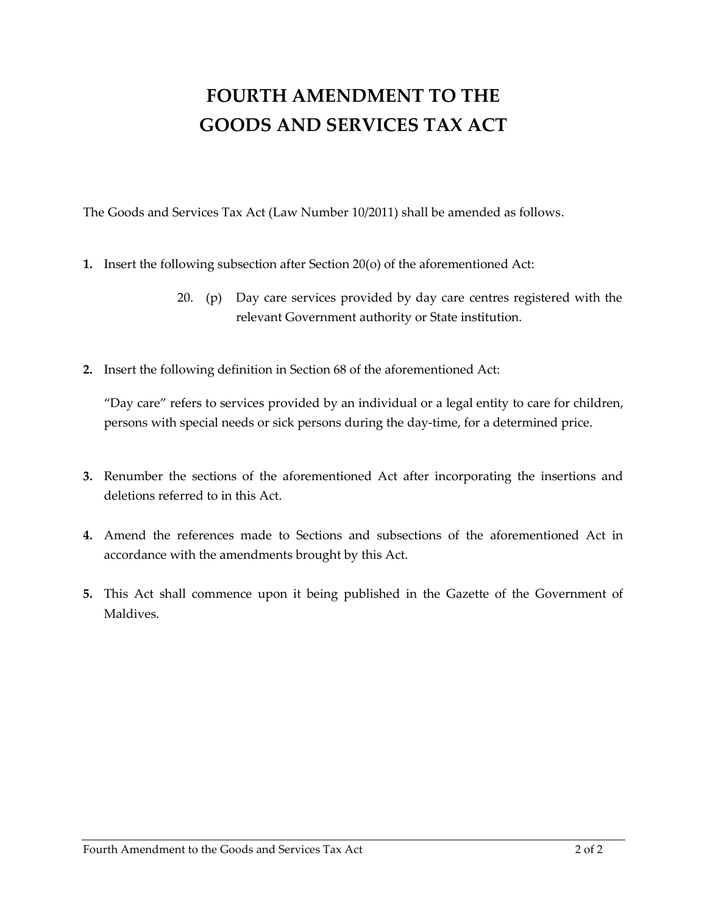# FOURTH AMENDMENT TO THE GOODS AND SERVICES TAX ACT

The Goods and Services Tax Act (Law Number 10/2011) shall be amended as follows.

**1.** Insert the following subsection after Section 20(o) of the aforementioned Act:

> 20. (p) Day care services provided by day care centres registered with the relevant Government authority or State institution.

**2.** Insert the following definition in Section 68 of the aforementioned Act:

"Day care" refers to services provided by an individual or a legal entity to care for children, persons with special needs or sick persons during the day-time, for a determined price.

**3.** Renumber the sections of the aforementioned Act after incorporating the insertions and deletions referred to in this Act.

**4.** Amend the references made to Sections and subsections of the aforementioned Act in accordance with the amendments brought by this Act.

**5.** This Act shall commence upon it being published in the Gazette of the Government of Maldives.